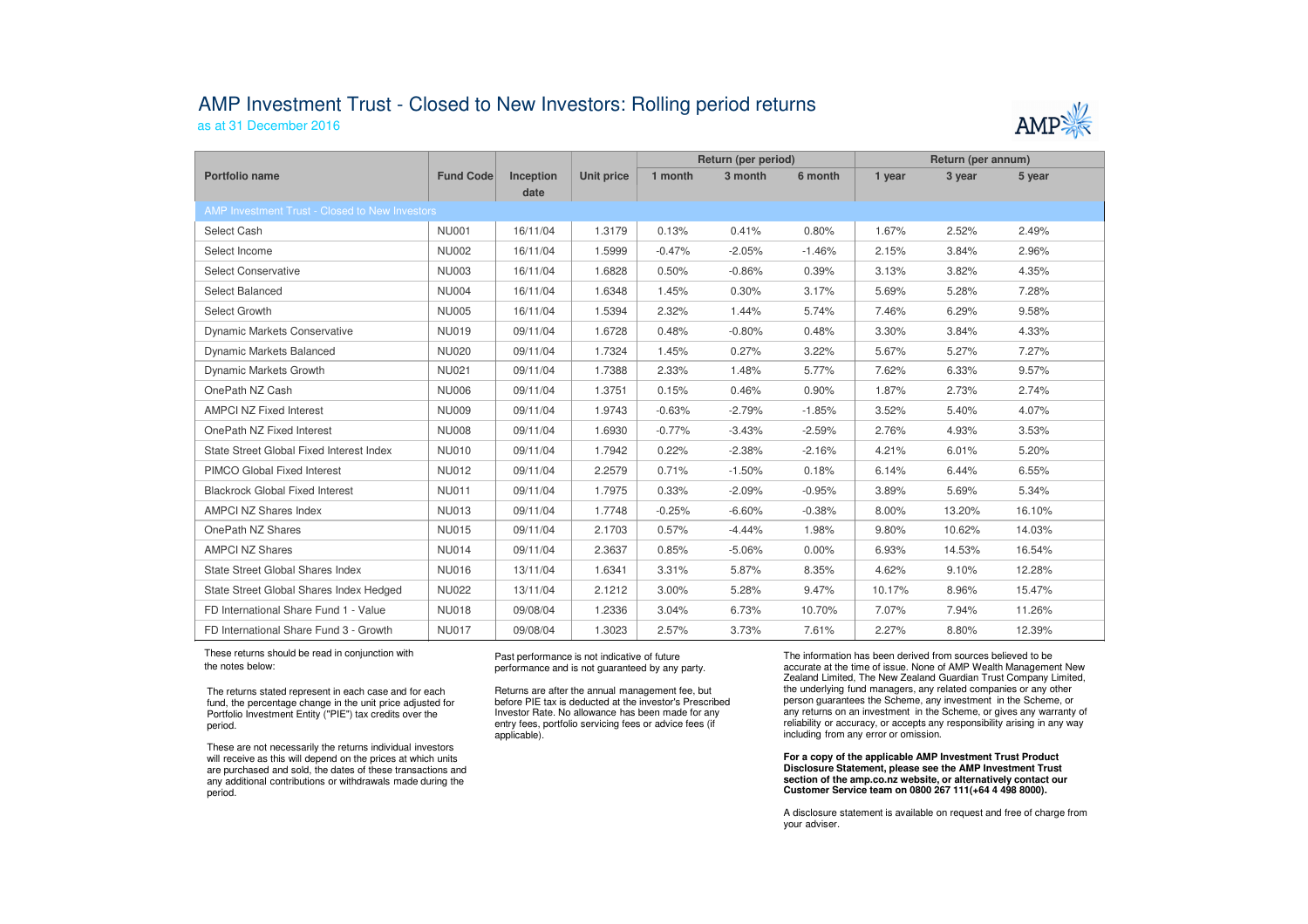# AMP Investment Trust - Closed to New Investors: Rolling period returns

as at 31 December 2016

| Portfolio name | Fund Code | Inception date | Unit price | Return (per period) | | | Return (per annum) | | |
|---|---|---|---|---|---|---|---|---|---|
| | | | | 1 month | 3 month | 6 month | 1 year | 3 year | 5 year |
| **AMP Investment Trust - Closed to New Investors** | | | | | | | | | |
| Select Cash | NU001 | 16/11/04 | 1.3179 | 0.13% | 0.41% | 0.80% | 1.67% | 2.52% | 2.49% |
| Select Income | NU002 | 16/11/04 | 1.5999 | -0.47% | -2.05% | -1.46% | 2.15% | 3.84% | 2.96% |
| Select Conservative | NU003 | 16/11/04 | 1.6828 | 0.50% | -0.86% | 0.39% | 3.13% | 3.82% | 4.35% |
| Select Balanced | NU004 | 16/11/04 | 1.6348 | 1.45% | 0.30% | 3.17% | 5.69% | 5.28% | 7.28% |
| Select Growth | NU005 | 16/11/04 | 1.5394 | 2.32% | 1.44% | 5.74% | 7.46% | 6.29% | 9.58% |
| Dynamic Markets Conservative | NU019 | 09/11/04 | 1.6728 | 0.48% | -0.80% | 0.48% | 3.30% | 3.84% | 4.33% |
| Dynamic Markets Balanced | NU020 | 09/11/04 | 1.7324 | 1.45% | 0.27% | 3.22% | 5.67% | 5.27% | 7.27% |
| Dynamic Markets Growth | NU021 | 09/11/04 | 1.7388 | 2.33% | 1.48% | 5.77% | 7.62% | 6.33% | 9.57% |
| OnePath NZ Cash | NU006 | 09/11/04 | 1.3751 | 0.15% | 0.46% | 0.90% | 1.87% | 2.73% | 2.74% |
| AMPCI NZ Fixed Interest | NU009 | 09/11/04 | 1.9743 | -0.63% | -2.79% | -1.85% | 3.52% | 5.40% | 4.07% |
| OnePath NZ Fixed Interest | NU008 | 09/11/04 | 1.6930 | -0.77% | -3.43% | -2.59% | 2.76% | 4.93% | 3.53% |
| State Street Global Fixed Interest Index | NU010 | 09/11/04 | 1.7942 | 0.22% | -2.38% | -2.16% | 4.21% | 6.01% | 5.20% |
| PIMCO Global Fixed Interest | NU012 | 09/11/04 | 2.2579 | 0.71% | -1.50% | 0.18% | 6.14% | 6.44% | 6.55% |
| Blackrock Global Fixed Interest | NU011 | 09/11/04 | 1.7975 | 0.33% | -2.09% | -0.95% | 3.89% | 5.69% | 5.34% |
| AMPCI NZ Shares Index | NU013 | 09/11/04 | 1.7748 | -0.25% | -6.60% | -0.38% | 8.00% | 13.20% | 16.10% |
| OnePath NZ Shares | NU015 | 09/11/04 | 2.1703 | 0.57% | -4.44% | 1.98% | 9.80% | 10.62% | 14.03% |
| AMPCI NZ Shares | NU014 | 09/11/04 | 2.3637 | 0.85% | -5.06% | 0.00% | 6.93% | 14.53% | 16.54% |
| State Street Global Shares Index | NU016 | 13/11/04 | 1.6341 | 3.31% | 5.87% | 8.35% | 4.62% | 9.10% | 12.28% |
| State Street Global Shares Index Hedged | NU022 | 13/11/04 | 2.1212 | 3.00% | 5.28% | 9.47% | 10.17% | 8.96% | 15.47% |
| FD International Share Fund 1 - Value | NU018 | 09/08/04 | 1.2336 | 3.04% | 6.73% | 10.70% | 7.07% | 7.94% | 11.26% |
| FD International Share Fund 3 - Growth | NU017 | 09/08/04 | 1.3023 | 2.57% | 3.73% | 7.61% | 2.27% | 8.80% | 12.39% |

These returns should be read in conjunction with the notes below:

The returns stated represent in each case and for each fund, the percentage change in the unit price adjusted for Portfolio Investment Entity ("PIE") tax credits over the period.

These are not necessarily the returns individual investors will receive as this will depend on the prices at which units are purchased and sold, the dates of these transactions and any additional contributions or withdrawals made during the period.

Past performance is not indicative of future performance and is not guaranteed by any party.

Returns are after the annual management fee, but before PIE tax is deducted at the investor's Prescribed Investor Rate. No allowance has been made for any entry fees, portfolio servicing fees or advice fees (if applicable).

The information has been derived from sources believed to be accurate at the time of issue. None of AMP Wealth Management New Zealand Limited, The New Zealand Guardian Trust Company Limited, the underlying fund managers, any related companies or any other person guarantees the Scheme, any investment in the Scheme, or any returns on an investment in the Scheme, or gives any warranty of reliability or accuracy, or accepts any responsibility arising in any way including from any error or omission.

**For a copy of the applicable AMP Investment Trust Product Disclosure Statement, please see the AMP Investment Trust section of the amp.co.nz website, or alternatively contact our Customer Service team on 0800 267 111(+64 4 498 8000).**

A disclosure statement is available on request and free of charge from your adviser.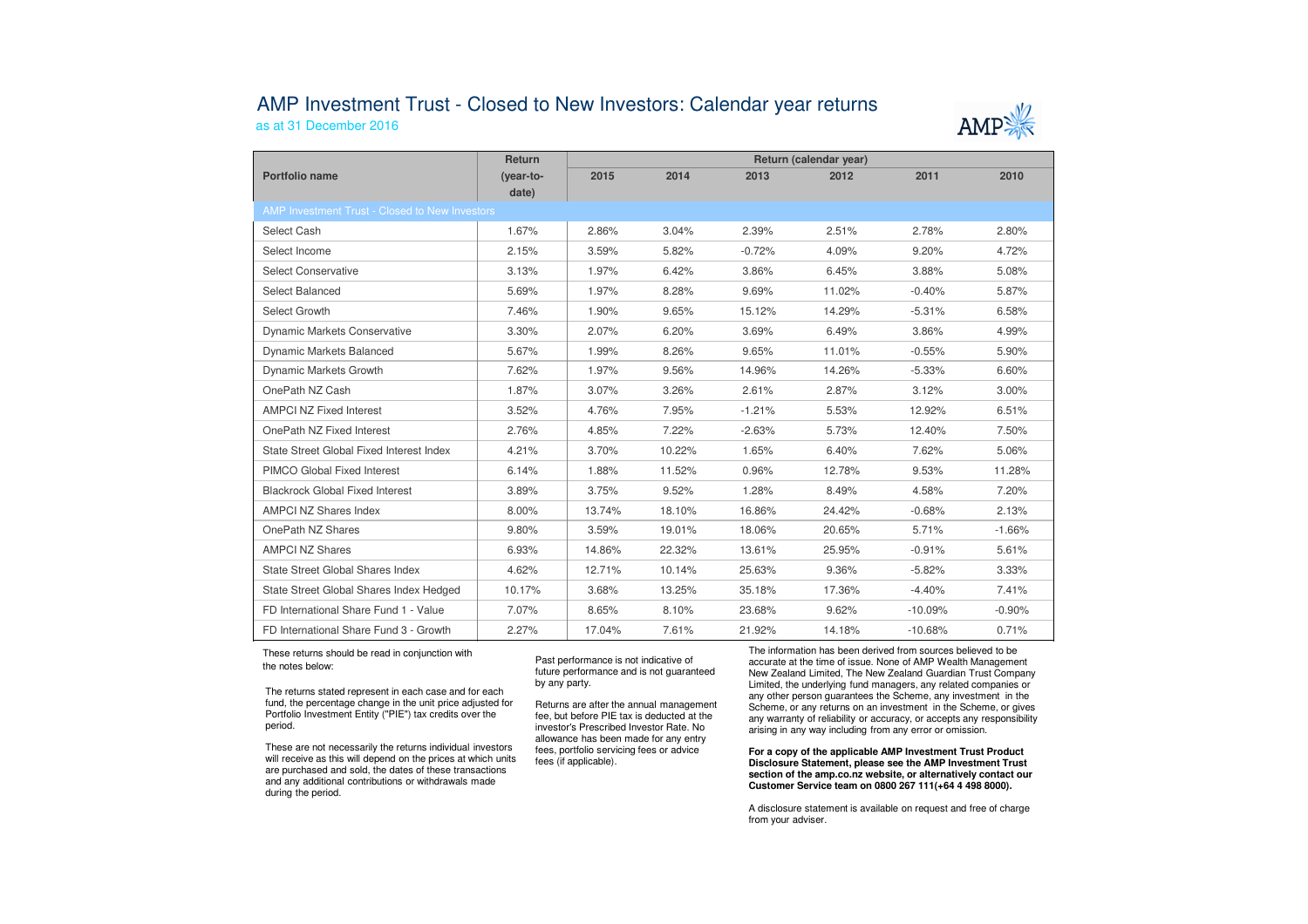# AMP Investment Trust - Closed to New Investors: Calendar year returns

as at 31 December 2016

| Portfolio name | Return (year-to-date) | Return (calendar year) | | | | | |
|---|---|---|---|---|---|---|---|
| | | 2015 | 2014 | 2013 | 2012 | 2011 | 2010 |
| **AMP Investment Trust - Closed to New Investors** | | | | | | | |
| Select Cash | 1.67% | 2.86% | 3.04% | 2.39% | 2.51% | 2.78% | 2.80% |
| Select Income | 2.15% | 3.59% | 5.82% | -0.72% | 4.09% | 9.20% | 4.72% |
| Select Conservative | 3.13% | 1.97% | 6.42% | 3.86% | 6.45% | 3.88% | 5.08% |
| Select Balanced | 5.69% | 1.97% | 8.28% | 9.69% | 11.02% | -0.40% | 5.87% |
| Select Growth | 7.46% | 1.90% | 9.65% | 15.12% | 14.29% | -5.31% | 6.58% |
| Dynamic Markets Conservative | 3.30% | 2.07% | 6.20% | 3.69% | 6.49% | 3.86% | 4.99% |
| Dynamic Markets Balanced | 5.67% | 1.99% | 8.26% | 9.65% | 11.01% | -0.55% | 5.90% |
| Dynamic Markets Growth | 7.62% | 1.97% | 9.56% | 14.96% | 14.26% | -5.33% | 6.60% |
| OnePath NZ Cash | 1.87% | 3.07% | 3.26% | 2.61% | 2.87% | 3.12% | 3.00% |
| AMPCI NZ Fixed Interest | 3.52% | 4.76% | 7.95% | -1.21% | 5.53% | 12.92% | 6.51% |
| OnePath NZ Fixed Interest | 2.76% | 4.85% | 7.22% | -2.63% | 5.73% | 12.40% | 7.50% |
| State Street Global Fixed Interest Index | 4.21% | 3.70% | 10.22% | 1.65% | 6.40% | 7.62% | 5.06% |
| PIMCO Global Fixed Interest | 6.14% | 1.88% | 11.52% | 0.96% | 12.78% | 9.53% | 11.28% |
| Blackrock Global Fixed Interest | 3.89% | 3.75% | 9.52% | 1.28% | 8.49% | 4.58% | 7.20% |
| AMPCI NZ Shares Index | 8.00% | 13.74% | 18.10% | 16.86% | 24.42% | -0.68% | 2.13% |
| OnePath NZ Shares | 9.80% | 3.59% | 19.01% | 18.06% | 20.65% | 5.71% | -1.66% |
| AMPCI NZ Shares | 6.93% | 14.86% | 22.32% | 13.61% | 25.95% | -0.91% | 5.61% |
| State Street Global Shares Index | 4.62% | 12.71% | 10.14% | 25.63% | 9.36% | -5.82% | 3.33% |
| State Street Global Shares Index Hedged | 10.17% | 3.68% | 13.25% | 35.18% | 17.36% | -4.40% | 7.41% |
| FD International Share Fund 1 - Value | 7.07% | 8.65% | 8.10% | 23.68% | 9.62% | -10.09% | -0.90% |
| FD International Share Fund 3 - Growth | 2.27% | 17.04% | 7.61% | 21.92% | 14.18% | -10.68% | 0.71% |

These returns should be read in conjunction with the notes below:

The returns stated represent in each case and for each fund, the percentage change in the unit price adjusted for Portfolio Investment Entity ("PIE") tax credits over the period.

These are not necessarily the returns individual investors will receive as this will depend on the prices at which units are purchased and sold, the dates of these transactions and any additional contributions or withdrawals made during the period.

Past performance is not indicative of future performance and is not guaranteed by any party.

Returns are after the annual management fee, but before PIE tax is deducted at the investor's Prescribed Investor Rate. No allowance has been made for any entry fees, portfolio servicing fees or advice fees (if applicable).

The information has been derived from sources believed to be accurate at the time of issue. None of AMP Wealth Management New Zealand Limited, The New Zealand Guardian Trust Company Limited, the underlying fund managers, any related companies or any other person guarantees the Scheme, or any investment in the Scheme, or any returns on an investment in the Scheme, or gives any warranty of reliability or accuracy, or accepts any responsibility arising in any way including from any error or omission.

**For a copy of the applicable AMP Investment Trust Product Disclosure Statement, please see the AMP Investment Trust section of the amp.co.nz website, or alternatively contact our Customer Service team on 0800 267 111(+64 4 498 8000).**

A disclosure statement is available on request and free of charge from your adviser.